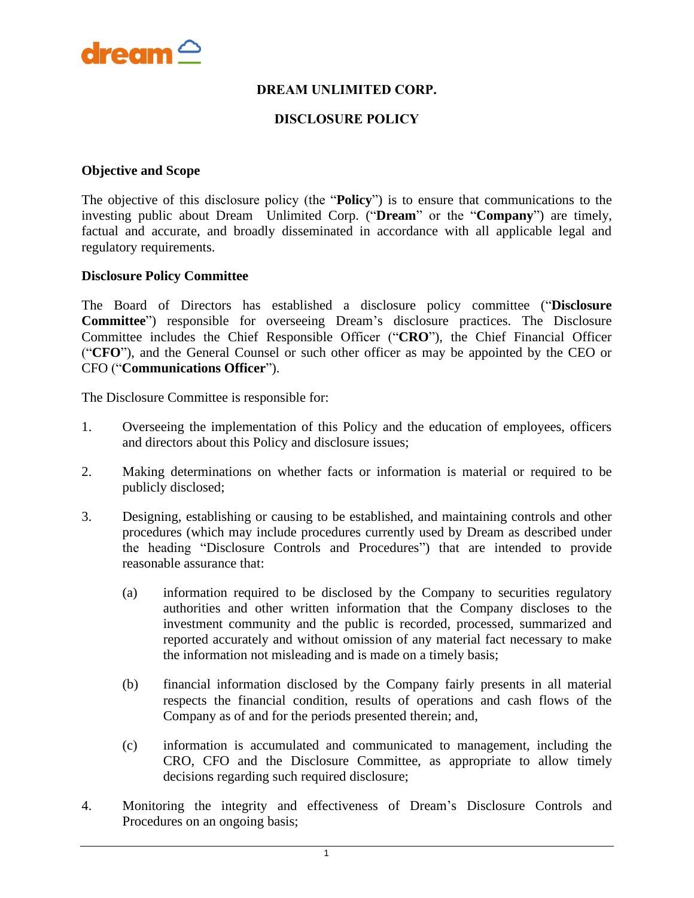# DREAM UNLIMITED CORP.

## DISCLOSURE POLICY

### Objective and Scope

The objective of this disclosure policy (the "**Policy**") is to ensure that communications to the investing public about Dream Unlimited Corp. ("**Dream**" or the "**Company**") are timely, factual and accurate, and broadly disseminated in accordance with all applicable legal and regulatory requirements.

### Disclosure Policy Committee

The Board of Directors has established a disclosure policy committee ("**Disclosure Committee**") responsible for overseeing Dream's disclosure practices. The Disclosure Committee includes the Chief Responsible Officer ("**CRO**"), the Chief Financial Officer ("**CFO**"), and the General Counsel or such other officer as may be appointed by the CEO or CFO ("**Communications Officer**").

The Disclosure Committee is responsible for:

1. Overseeing the implementation of this Policy and the education of employees, officers and directors about this Policy and disclosure issues;

2. Making determinations on whether facts or information is material or required to be publicly disclosed;

3. Designing, establishing or causing to be established, and maintaining controls and other procedures (which may include procedures currently used by Dream as described under the heading "Disclosure Controls and Procedures") that are intended to provide reasonable assurance that:

    (a) information required to be disclosed by the Company to securities regulatory authorities and other written information that the Company discloses to the investment community and the public is recorded, processed, summarized and reported accurately and without omission of any material fact necessary to make the information not misleading and is made on a timely basis;

    (b) financial information disclosed by the Company fairly presents in all material respects the financial condition, results of operations and cash flows of the Company as of and for the periods presented therein; and,

    (c) information is accumulated and communicated to management, including the CRO, CFO and the Disclosure Committee, as appropriate to allow timely decisions regarding such required disclosure;

4. Monitoring the integrity and effectiveness of Dream's Disclosure Controls and Procedures on an ongoing basis;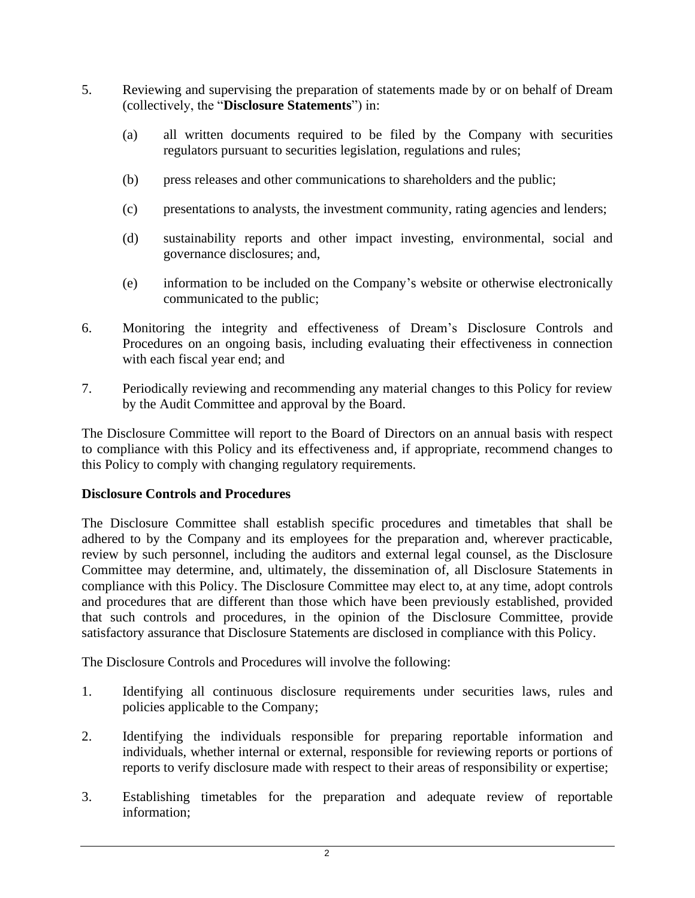5. Reviewing and supervising the preparation of statements made by or on behalf of Dream (collectively, the "**Disclosure Statements**") in:

   (a) all written documents required to be filed by the Company with securities regulators pursuant to securities legislation, regulations and rules;

   (b) press releases and other communications to shareholders and the public;

   (c) presentations to analysts, the investment community, rating agencies and lenders;

   (d) sustainability reports and other impact investing, environmental, social and governance disclosures; and,

   (e) information to be included on the Company's website or otherwise electronically communicated to the public;

6. Monitoring the integrity and effectiveness of Dream's Disclosure Controls and Procedures on an ongoing basis, including evaluating their effectiveness in connection with each fiscal year end; and

7. Periodically reviewing and recommending any material changes to this Policy for review by the Audit Committee and approval by the Board.

The Disclosure Committee will report to the Board of Directors on an annual basis with respect to compliance with this Policy and its effectiveness and, if appropriate, recommend changes to this Policy to comply with changing regulatory requirements.

**Disclosure Controls and Procedures**

The Disclosure Committee shall establish specific procedures and timetables that shall be adhered to by the Company and its employees for the preparation and, wherever practicable, review by such personnel, including the auditors and external legal counsel, as the Disclosure Committee may determine, and, ultimately, the dissemination of, all Disclosure Statements in compliance with this Policy. The Disclosure Committee may elect to, at any time, adopt controls and procedures that are different than those which have been previously established, provided that such controls and procedures, in the opinion of the Disclosure Committee, provide satisfactory assurance that Disclosure Statements are disclosed in compliance with this Policy.

The Disclosure Controls and Procedures will involve the following:

1. Identifying all continuous disclosure requirements under securities laws, rules and policies applicable to the Company;

2. Identifying the individuals responsible for preparing reportable information and individuals, whether internal or external, responsible for reviewing reports or portions of reports to verify disclosure made with respect to their areas of responsibility or expertise;

3. Establishing timetables for the preparation and adequate review of reportable information;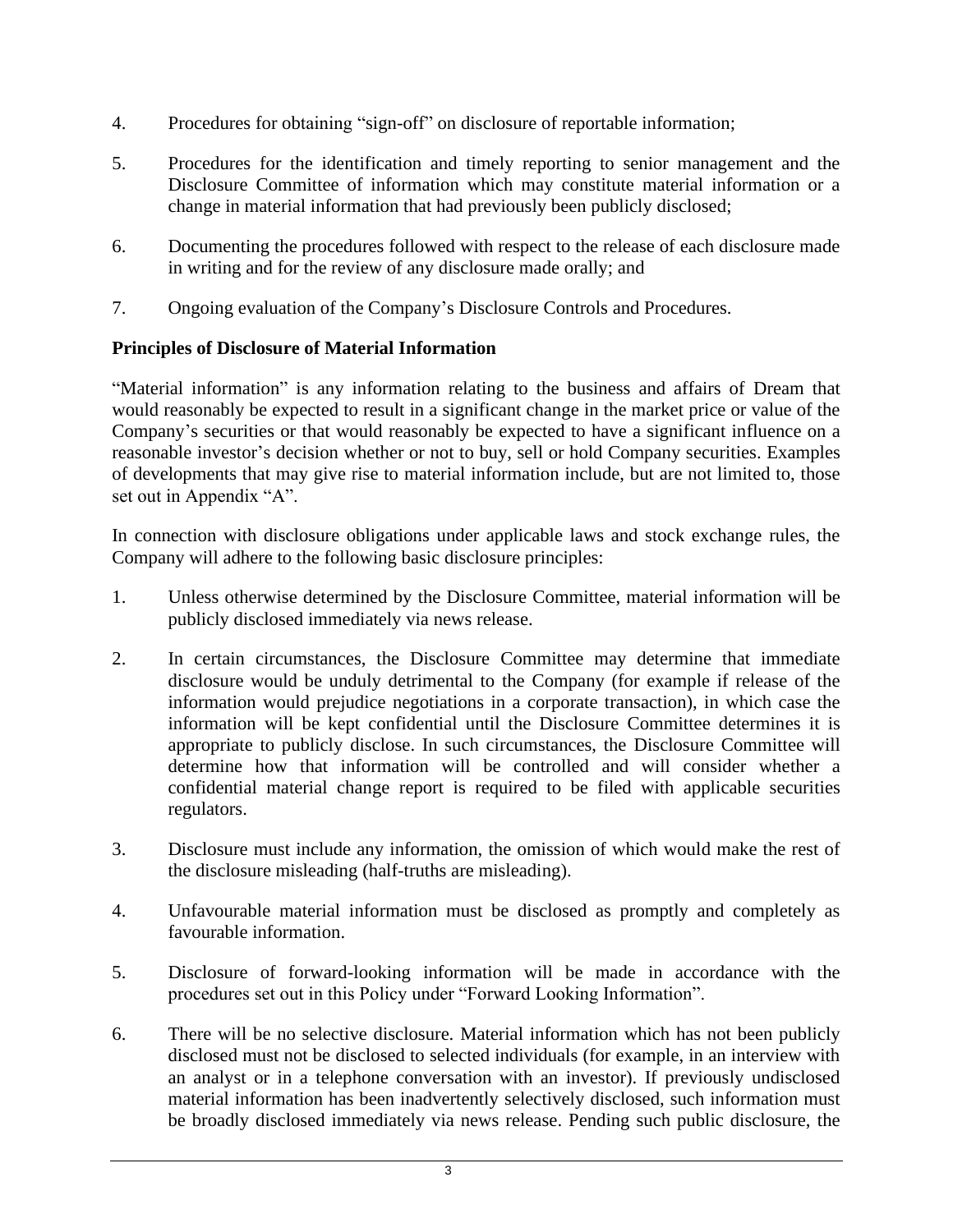4. Procedures for obtaining "sign-off" on disclosure of reportable information;

5. Procedures for the identification and timely reporting to senior management and the Disclosure Committee of information which may constitute material information or a change in material information that had previously been publicly disclosed;

6. Documenting the procedures followed with respect to the release of each disclosure made in writing and for the review of any disclosure made orally; and

7. Ongoing evaluation of the Company's Disclosure Controls and Procedures.

**Principles of Disclosure of Material Information**

"Material information" is any information relating to the business and affairs of Dream that would reasonably be expected to result in a significant change in the market price or value of the Company's securities or that would reasonably be expected to have a significant influence on a reasonable investor's decision whether or not to buy, sell or hold Company securities. Examples of developments that may give rise to material information include, but are not limited to, those set out in Appendix "A".

In connection with disclosure obligations under applicable laws and stock exchange rules, the Company will adhere to the following basic disclosure principles:

1. Unless otherwise determined by the Disclosure Committee, material information will be publicly disclosed immediately via news release.

2. In certain circumstances, the Disclosure Committee may determine that immediate disclosure would be unduly detrimental to the Company (for example if release of the information would prejudice negotiations in a corporate transaction), in which case the information will be kept confidential until the Disclosure Committee determines it is appropriate to publicly disclose. In such circumstances, the Disclosure Committee will determine how that information will be controlled and will consider whether a confidential material change report is required to be filed with applicable securities regulators.

3. Disclosure must include any information, the omission of which would make the rest of the disclosure misleading (half-truths are misleading).

4. Unfavourable material information must be disclosed as promptly and completely as favourable information.

5. Disclosure of forward-looking information will be made in accordance with the procedures set out in this Policy under "Forward Looking Information".

6. There will be no selective disclosure. Material information which has not been publicly disclosed must not be disclosed to selected individuals (for example, in an interview with an analyst or in a telephone conversation with an investor). If previously undisclosed material information has been inadvertently selectively disclosed, such information must be broadly disclosed immediately via news release. Pending such public disclosure, the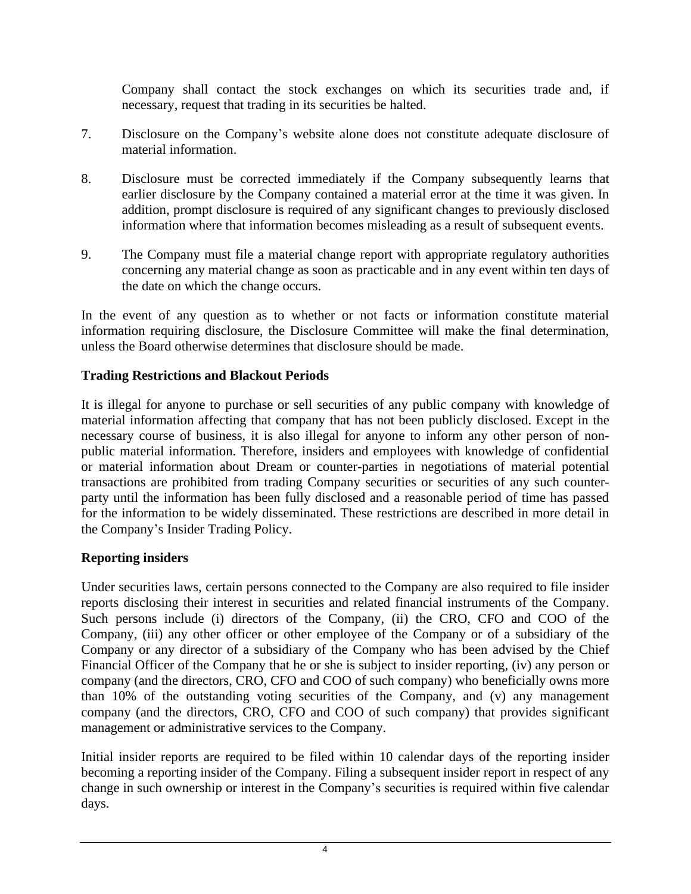Company shall contact the stock exchanges on which its securities trade and, if necessary, request that trading in its securities be halted.

7. Disclosure on the Company's website alone does not constitute adequate disclosure of material information.

8. Disclosure must be corrected immediately if the Company subsequently learns that earlier disclosure by the Company contained a material error at the time it was given. In addition, prompt disclosure is required of any significant changes to previously disclosed information where that information becomes misleading as a result of subsequent events.

9. The Company must file a material change report with appropriate regulatory authorities concerning any material change as soon as practicable and in any event within ten days of the date on which the change occurs.

In the event of any question as to whether or not facts or information constitute material information requiring disclosure, the Disclosure Committee will make the final determination, unless the Board otherwise determines that disclosure should be made.

**Trading Restrictions and Blackout Periods**

It is illegal for anyone to purchase or sell securities of any public company with knowledge of material information affecting that company that has not been publicly disclosed. Except in the necessary course of business, it is also illegal for anyone to inform any other person of non-public material information. Therefore, insiders and employees with knowledge of confidential or material information about Dream or counter-parties in negotiations of material potential transactions are prohibited from trading Company securities or securities of any such counter-party until the information has been fully disclosed and a reasonable period of time has passed for the information to be widely disseminated. These restrictions are described in more detail in the Company's Insider Trading Policy.

**Reporting insiders**

Under securities laws, certain persons connected to the Company are also required to file insider reports disclosing their interest in securities and related financial instruments of the Company. Such persons include (i) directors of the Company, (ii) the CRO, CFO and COO of the Company, (iii) any other officer or other employee of the Company or of a subsidiary of the Company or any director of a subsidiary of the Company who has been advised by the Chief Financial Officer of the Company that he or she is subject to insider reporting, (iv) any person or company (and the directors, CRO, CFO and COO of such company) who beneficially owns more than 10% of the outstanding voting securities of the Company, and (v) any management company (and the directors, CRO, CFO and COO of such company) that provides significant management or administrative services to the Company.

Initial insider reports are required to be filed within 10 calendar days of the reporting insider becoming a reporting insider of the Company. Filing a subsequent insider report in respect of any change in such ownership or interest in the Company's securities is required within five calendar days.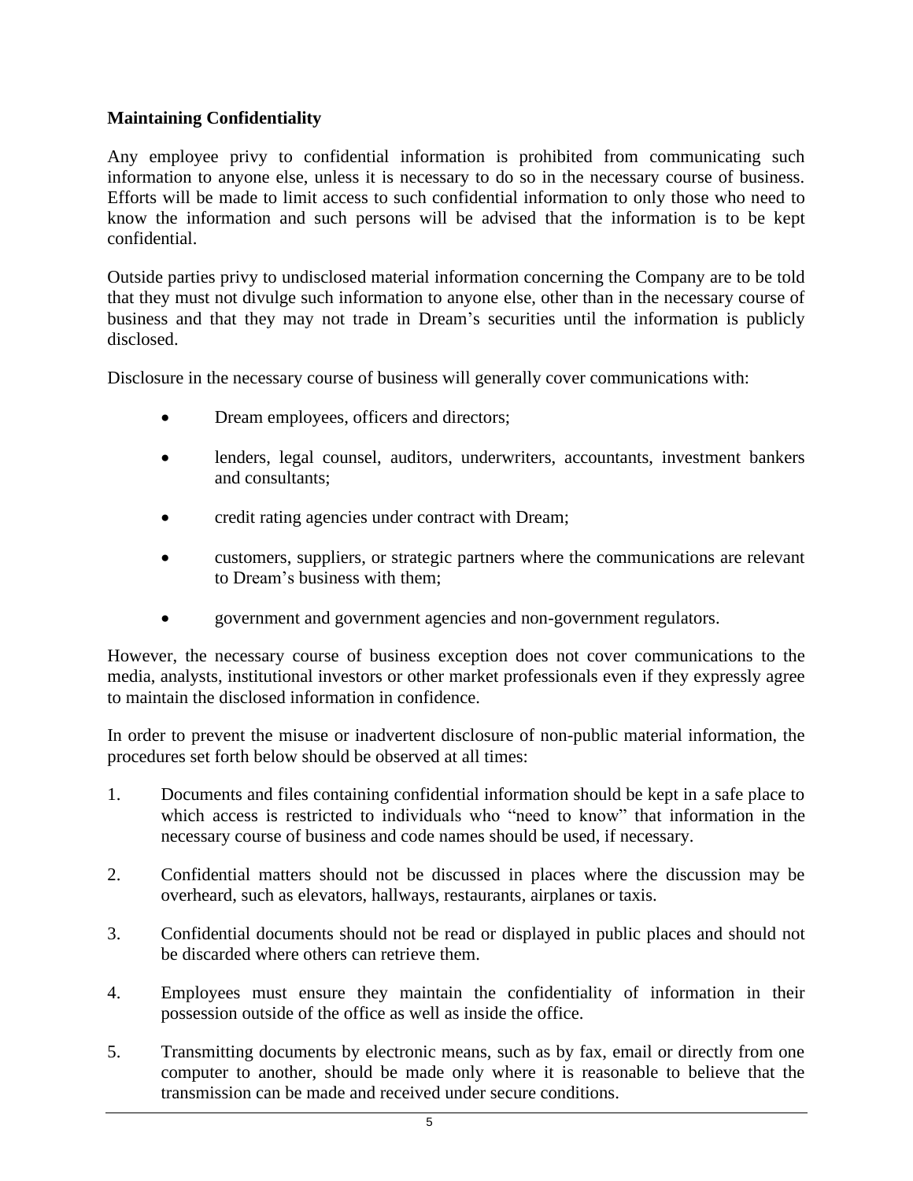**Maintaining Confidentiality**

Any employee privy to confidential information is prohibited from communicating such information to anyone else, unless it is necessary to do so in the necessary course of business. Efforts will be made to limit access to such confidential information to only those who need to know the information and such persons will be advised that the information is to be kept confidential.

Outside parties privy to undisclosed material information concerning the Company are to be told that they must not divulge such information to anyone else, other than in the necessary course of business and that they may not trade in Dream's securities until the information is publicly disclosed.

Disclosure in the necessary course of business will generally cover communications with:

- Dream employees, officers and directors;
- lenders, legal counsel, auditors, underwriters, accountants, investment bankers and consultants;
- credit rating agencies under contract with Dream;
- customers, suppliers, or strategic partners where the communications are relevant to Dream's business with them;
- government and government agencies and non-government regulators.

However, the necessary course of business exception does not cover communications to the media, analysts, institutional investors or other market professionals even if they expressly agree to maintain the disclosed information in confidence.

In order to prevent the misuse or inadvertent disclosure of non-public material information, the procedures set forth below should be observed at all times:

1. Documents and files containing confidential information should be kept in a safe place to which access is restricted to individuals who "need to know" that information in the necessary course of business and code names should be used, if necessary.
2. Confidential matters should not be discussed in places where the discussion may be overheard, such as elevators, hallways, restaurants, airplanes or taxis.
3. Confidential documents should not be read or displayed in public places and should not be discarded where others can retrieve them.
4. Employees must ensure they maintain the confidentiality of information in their possession outside of the office as well as inside the office.
5. Transmitting documents by electronic means, such as by fax, email or directly from one computer to another, should be made only where it is reasonable to believe that the transmission can be made and received under secure conditions.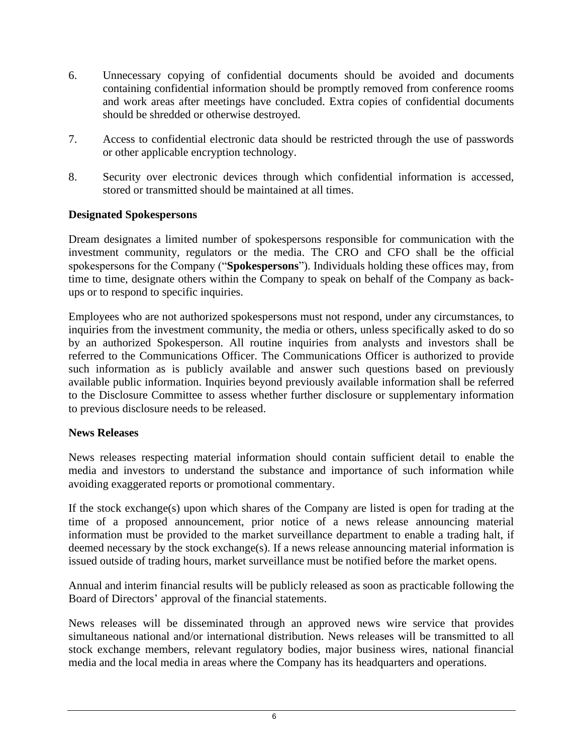6. Unnecessary copying of confidential documents should be avoided and documents containing confidential information should be promptly removed from conference rooms and work areas after meetings have concluded. Extra copies of confidential documents should be shredded or otherwise destroyed.

7. Access to confidential electronic data should be restricted through the use of passwords or other applicable encryption technology.

8. Security over electronic devices through which confidential information is accessed, stored or transmitted should be maintained at all times.

**Designated Spokespersons**

Dream designates a limited number of spokespersons responsible for communication with the investment community, regulators or the media. The CRO and CFO shall be the official spokespersons for the Company ("**Spokespersons**"). Individuals holding these offices may, from time to time, designate others within the Company to speak on behalf of the Company as back-ups or to respond to specific inquiries.

Employees who are not authorized spokespersons must not respond, under any circumstances, to inquiries from the investment community, the media or others, unless specifically asked to do so by an authorized Spokesperson. All routine inquiries from analysts and investors shall be referred to the Communications Officer. The Communications Officer is authorized to provide such information as is publicly available and answer such questions based on previously available public information. Inquiries beyond previously available information shall be referred to the Disclosure Committee to assess whether further disclosure or supplementary information to previous disclosure needs to be released.

**News Releases**

News releases respecting material information should contain sufficient detail to enable the media and investors to understand the substance and importance of such information while avoiding exaggerated reports or promotional commentary.

If the stock exchange(s) upon which shares of the Company are listed is open for trading at the time of a proposed announcement, prior notice of a news release announcing material information must be provided to the market surveillance department to enable a trading halt, if deemed necessary by the stock exchange(s). If a news release announcing material information is issued outside of trading hours, market surveillance must be notified before the market opens.

Annual and interim financial results will be publicly released as soon as practicable following the Board of Directors' approval of the financial statements.

News releases will be disseminated through an approved news wire service that provides simultaneous national and/or international distribution. News releases will be transmitted to all stock exchange members, relevant regulatory bodies, major business wires, national financial media and the local media in areas where the Company has its headquarters and operations.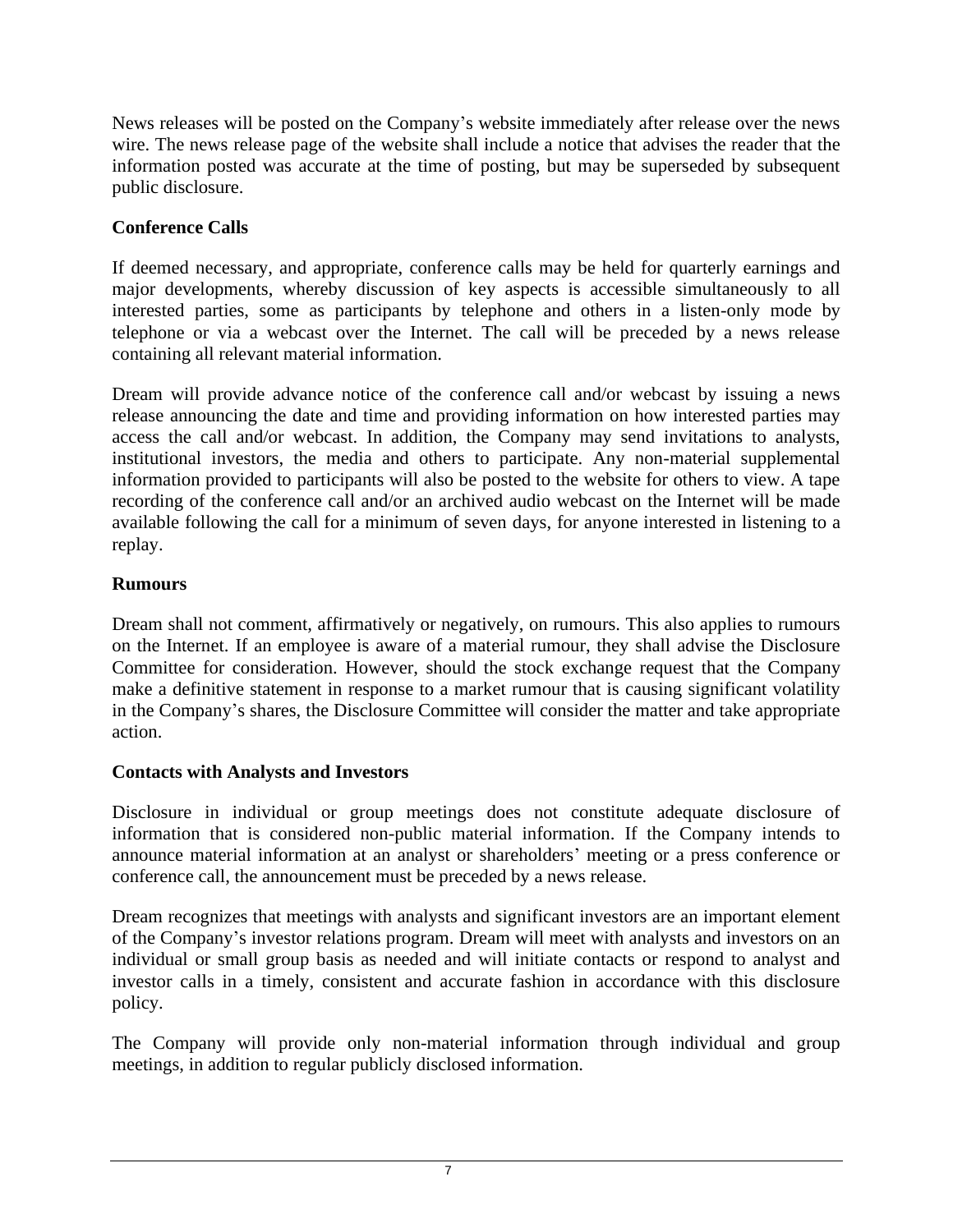News releases will be posted on the Company's website immediately after release over the news wire. The news release page of the website shall include a notice that advises the reader that the information posted was accurate at the time of posting, but may be superseded by subsequent public disclosure.

**Conference Calls**

If deemed necessary, and appropriate, conference calls may be held for quarterly earnings and major developments, whereby discussion of key aspects is accessible simultaneously to all interested parties, some as participants by telephone and others in a listen-only mode by telephone or via a webcast over the Internet. The call will be preceded by a news release containing all relevant material information.

Dream will provide advance notice of the conference call and/or webcast by issuing a news release announcing the date and time and providing information on how interested parties may access the call and/or webcast. In addition, the Company may send invitations to analysts, institutional investors, the media and others to participate. Any non-material supplemental information provided to participants will also be posted to the website for others to view. A tape recording of the conference call and/or an archived audio webcast on the Internet will be made available following the call for a minimum of seven days, for anyone interested in listening to a replay.

**Rumours**

Dream shall not comment, affirmatively or negatively, on rumours. This also applies to rumours on the Internet. If an employee is aware of a material rumour, they shall advise the Disclosure Committee for consideration. However, should the stock exchange request that the Company make a definitive statement in response to a market rumour that is causing significant volatility in the Company's shares, the Disclosure Committee will consider the matter and take appropriate action.

**Contacts with Analysts and Investors**

Disclosure in individual or group meetings does not constitute adequate disclosure of information that is considered non-public material information. If the Company intends to announce material information at an analyst or shareholders' meeting or a press conference or conference call, the announcement must be preceded by a news release.

Dream recognizes that meetings with analysts and significant investors are an important element of the Company's investor relations program. Dream will meet with analysts and investors on an individual or small group basis as needed and will initiate contacts or respond to analyst and investor calls in a timely, consistent and accurate fashion in accordance with this disclosure policy.

The Company will provide only non-material information through individual and group meetings, in addition to regular publicly disclosed information.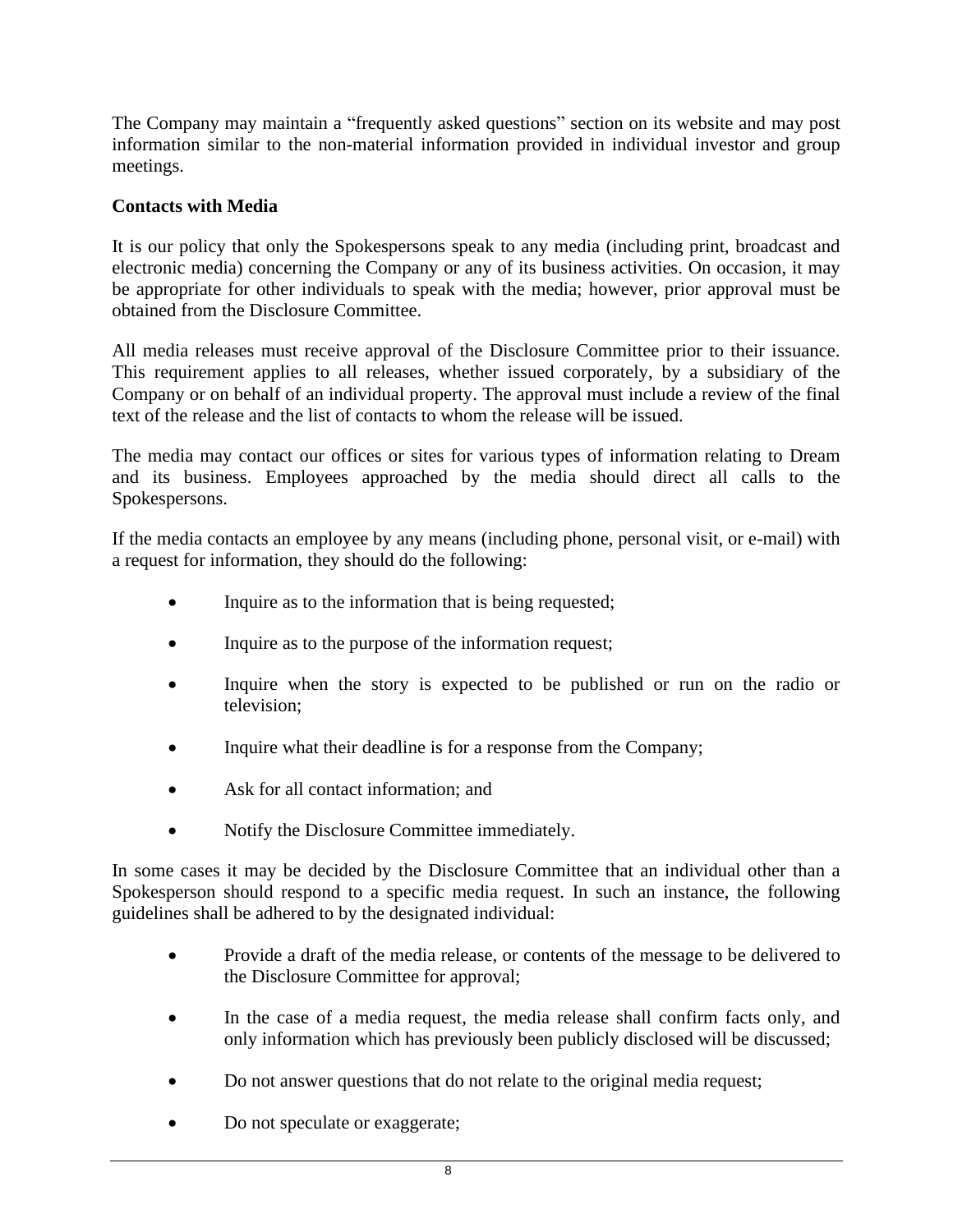The Company may maintain a "frequently asked questions" section on its website and may post information similar to the non-material information provided in individual investor and group meetings.

**Contacts with Media**

It is our policy that only the Spokespersons speak to any media (including print, broadcast and electronic media) concerning the Company or any of its business activities. On occasion, it may be appropriate for other individuals to speak with the media; however, prior approval must be obtained from the Disclosure Committee.

All media releases must receive approval of the Disclosure Committee prior to their issuance. This requirement applies to all releases, whether issued corporately, by a subsidiary of the Company or on behalf of an individual property. The approval must include a review of the final text of the release and the list of contacts to whom the release will be issued.

The media may contact our offices or sites for various types of information relating to Dream and its business. Employees approached by the media should direct all calls to the Spokespersons.

If the media contacts an employee by any means (including phone, personal visit, or e-mail) with a request for information, they should do the following:

- Inquire as to the information that is being requested;
- Inquire as to the purpose of the information request;
- Inquire when the story is expected to be published or run on the radio or television;
- Inquire what their deadline is for a response from the Company;
- Ask for all contact information; and
- Notify the Disclosure Committee immediately.

In some cases it may be decided by the Disclosure Committee that an individual other than a Spokesperson should respond to a specific media request. In such an instance, the following guidelines shall be adhered to by the designated individual:

- Provide a draft of the media release, or contents of the message to be delivered to the Disclosure Committee for approval;
- In the case of a media request, the media release shall confirm facts only, and only information which has previously been publicly disclosed will be discussed;
- Do not answer questions that do not relate to the original media request;
- Do not speculate or exaggerate;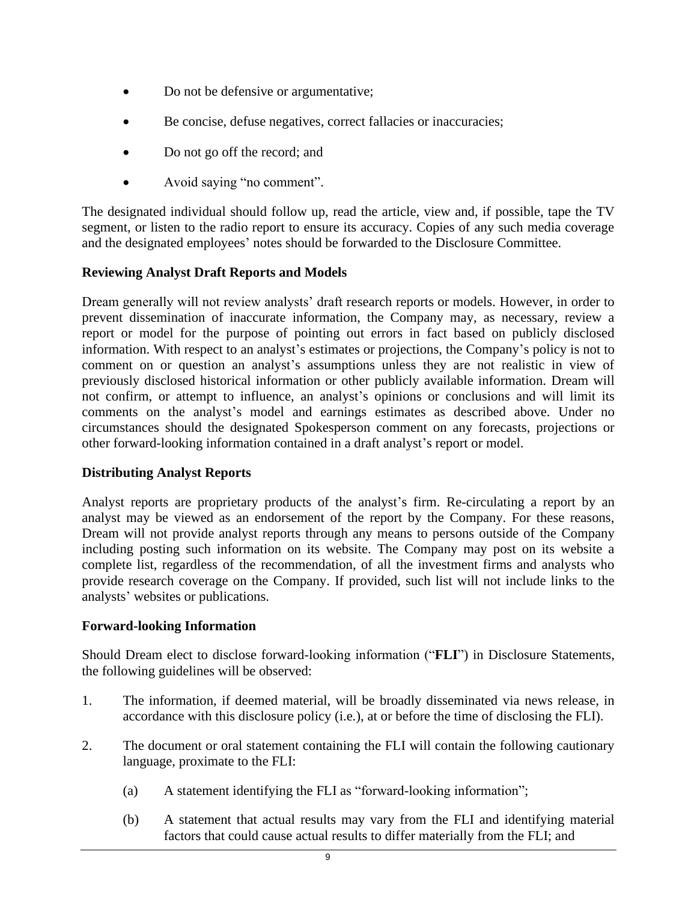- Do not be defensive or argumentative;
- Be concise, defuse negatives, correct fallacies or inaccuracies;
- Do not go off the record; and
- Avoid saying “no comment”.

The designated individual should follow up, read the article, view and, if possible, tape the TV segment, or listen to the radio report to ensure its accuracy. Copies of any such media coverage and the designated employees’ notes should be forwarded to the Disclosure Committee.

**Reviewing Analyst Draft Reports and Models**

Dream generally will not review analysts’ draft research reports or models. However, in order to prevent dissemination of inaccurate information, the Company may, as necessary, review a report or model for the purpose of pointing out errors in fact based on publicly disclosed information. With respect to an analyst’s estimates or projections, the Company’s policy is not to comment on or question an analyst’s assumptions unless they are not realistic in view of previously disclosed historical information or other publicly available information. Dream will not confirm, or attempt to influence, an analyst’s opinions or conclusions and will limit its comments on the analyst’s model and earnings estimates as described above. Under no circumstances should the designated Spokesperson comment on any forecasts, projections or other forward-looking information contained in a draft analyst’s report or model.

**Distributing Analyst Reports**

Analyst reports are proprietary products of the analyst’s firm. Re-circulating a report by an analyst may be viewed as an endorsement of the report by the Company. For these reasons, Dream will not provide analyst reports through any means to persons outside of the Company including posting such information on its website. The Company may post on its website a complete list, regardless of the recommendation, of all the investment firms and analysts who provide research coverage on the Company. If provided, such list will not include links to the analysts’ websites or publications.

**Forward-looking Information**

Should Dream elect to disclose forward-looking information (“**FLI**”) in Disclosure Statements, the following guidelines will be observed:

1. The information, if deemed material, will be broadly disseminated via news release, in accordance with this disclosure policy (i.e.), at or before the time of disclosing the FLI).
2. The document or oral statement containing the FLI will contain the following cautionary language, proximate to the FLI:
   (a) A statement identifying the FLI as “forward-looking information”;
   (b) A statement that actual results may vary from the FLI and identifying material factors that could cause actual results to differ materially from the FLI; and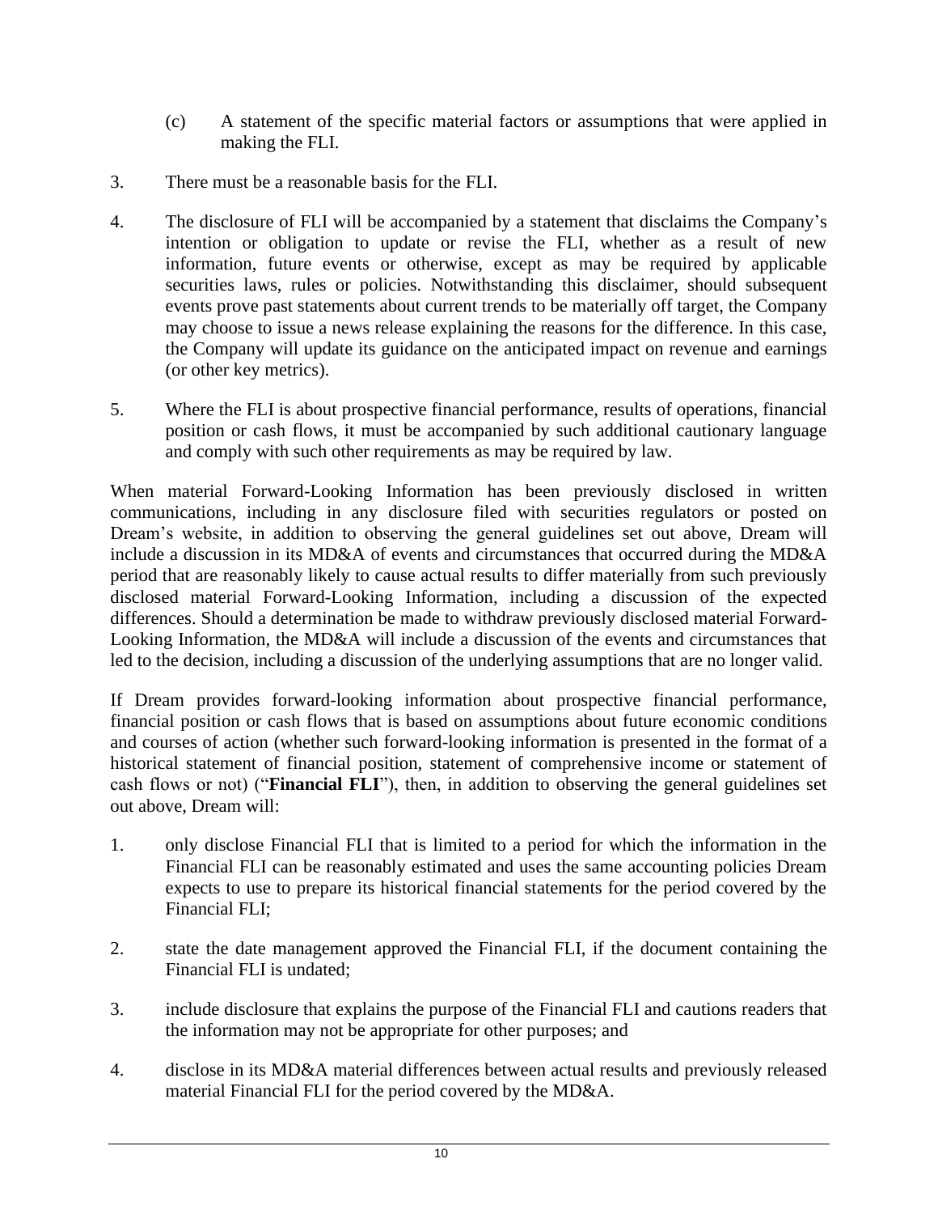(c) A statement of the specific material factors or assumptions that were applied in making the FLI.

3. There must be a reasonable basis for the FLI.

4. The disclosure of FLI will be accompanied by a statement that disclaims the Company's intention or obligation to update or revise the FLI, whether as a result of new information, future events or otherwise, except as may be required by applicable securities laws, rules or policies. Notwithstanding this disclaimer, should subsequent events prove past statements about current trends to be materially off target, the Company may choose to issue a news release explaining the reasons for the difference. In this case, the Company will update its guidance on the anticipated impact on revenue and earnings (or other key metrics).

5. Where the FLI is about prospective financial performance, results of operations, financial position or cash flows, it must be accompanied by such additional cautionary language and comply with such other requirements as may be required by law.

When material Forward-Looking Information has been previously disclosed in written communications, including in any disclosure filed with securities regulators or posted on Dream's website, in addition to observing the general guidelines set out above, Dream will include a discussion in its MD&A of events and circumstances that occurred during the MD&A period that are reasonably likely to cause actual results to differ materially from such previously disclosed material Forward-Looking Information, including a discussion of the expected differences. Should a determination be made to withdraw previously disclosed material Forward-Looking Information, the MD&A will include a discussion of the events and circumstances that led to the decision, including a discussion of the underlying assumptions that are no longer valid.

If Dream provides forward-looking information about prospective financial performance, financial position or cash flows that is based on assumptions about future economic conditions and courses of action (whether such forward-looking information is presented in the format of a historical statement of financial position, statement of comprehensive income or statement of cash flows or not) ("**Financial FLI**"), then, in addition to observing the general guidelines set out above, Dream will:

1. only disclose Financial FLI that is limited to a period for which the information in the Financial FLI can be reasonably estimated and uses the same accounting policies Dream expects to use to prepare its historical financial statements for the period covered by the Financial FLI;

2. state the date management approved the Financial FLI, if the document containing the Financial FLI is undated;

3. include disclosure that explains the purpose of the Financial FLI and cautions readers that the information may not be appropriate for other purposes; and

4. disclose in its MD&A material differences between actual results and previously released material Financial FLI for the period covered by the MD&A.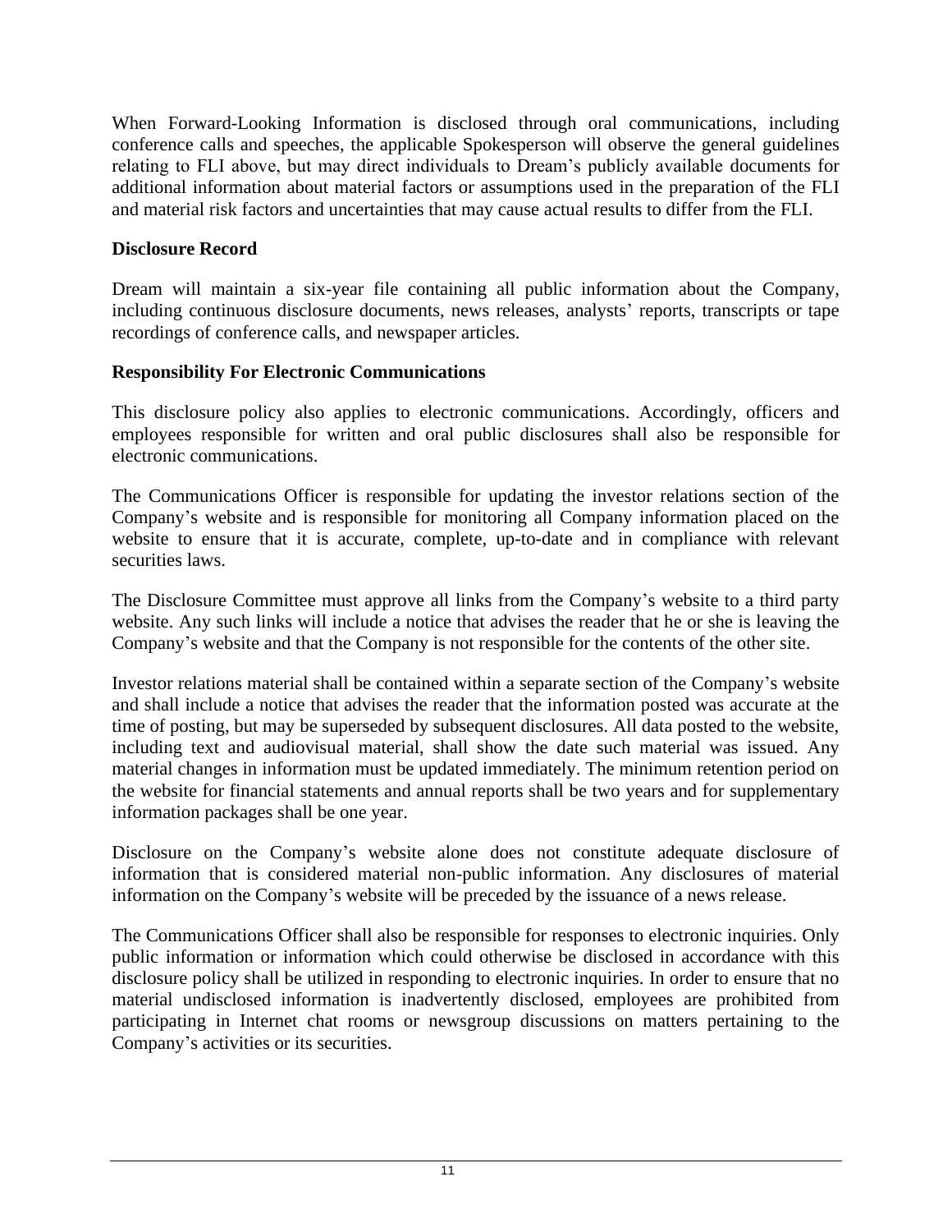When Forward-Looking Information is disclosed through oral communications, including conference calls and speeches, the applicable Spokesperson will observe the general guidelines relating to FLI above, but may direct individuals to Dream's publicly available documents for additional information about material factors or assumptions used in the preparation of the FLI and material risk factors and uncertainties that may cause actual results to differ from the FLI.

**Disclosure Record**

Dream will maintain a six-year file containing all public information about the Company, including continuous disclosure documents, news releases, analysts' reports, transcripts or tape recordings of conference calls, and newspaper articles.

**Responsibility For Electronic Communications**

This disclosure policy also applies to electronic communications. Accordingly, officers and employees responsible for written and oral public disclosures shall also be responsible for electronic communications.

The Communications Officer is responsible for updating the investor relations section of the Company's website and is responsible for monitoring all Company information placed on the website to ensure that it is accurate, complete, up-to-date and in compliance with relevant securities laws.

The Disclosure Committee must approve all links from the Company's website to a third party website. Any such links will include a notice that advises the reader that he or she is leaving the Company's website and that the Company is not responsible for the contents of the other site.

Investor relations material shall be contained within a separate section of the Company's website and shall include a notice that advises the reader that the information posted was accurate at the time of posting, but may be superseded by subsequent disclosures. All data posted to the website, including text and audiovisual material, shall show the date such material was issued. Any material changes in information must be updated immediately. The minimum retention period on the website for financial statements and annual reports shall be two years and for supplementary information packages shall be one year.

Disclosure on the Company's website alone does not constitute adequate disclosure of information that is considered material non-public information. Any disclosures of material information on the Company's website will be preceded by the issuance of a news release.

The Communications Officer shall also be responsible for responses to electronic inquiries. Only public information or information which could otherwise be disclosed in accordance with this disclosure policy shall be utilized in responding to electronic inquiries. In order to ensure that no material undisclosed information is inadvertently disclosed, employees are prohibited from participating in Internet chat rooms or newsgroup discussions on matters pertaining to the Company's activities or its securities.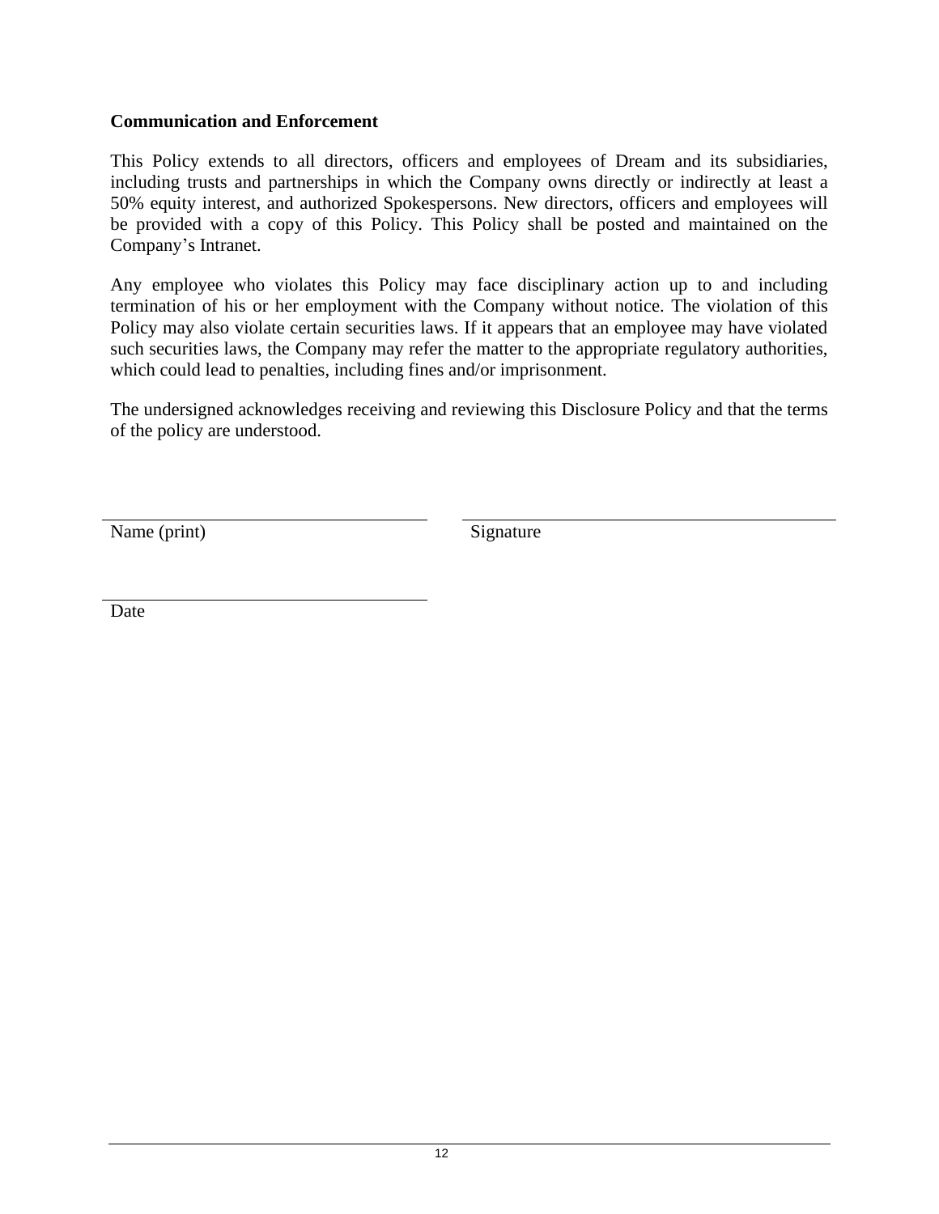**Communication and Enforcement**

This Policy extends to all directors, officers and employees of Dream and its subsidiaries, including trusts and partnerships in which the Company owns directly or indirectly at least a 50% equity interest, and authorized Spokespersons. New directors, officers and employees will be provided with a copy of this Policy. This Policy shall be posted and maintained on the Company's Intranet.

Any employee who violates this Policy may face disciplinary action up to and including termination of his or her employment with the Company without notice. The violation of this Policy may also violate certain securities laws. If it appears that an employee may have violated such securities laws, the Company may refer the matter to the appropriate regulatory authorities, which could lead to penalties, including fines and/or imprisonment.

The undersigned acknowledges receiving and reviewing this Disclosure Policy and that the terms of the policy are understood.

\_\_\_\_\_\_\_\_\_\_\_\_\_\_\_\_\_\_\_\_\_\_\_\_\_\_\_\_\_\_
Name (print)

\_\_\_\_\_\_\_\_\_\_\_\_\_\_\_\_\_\_\_\_\_\_\_\_\_\_\_\_\_\_
Signature

\_\_\_\_\_\_\_\_\_\_\_\_\_\_\_\_\_\_\_\_\_\_\_\_\_\_\_\_\_\_
Date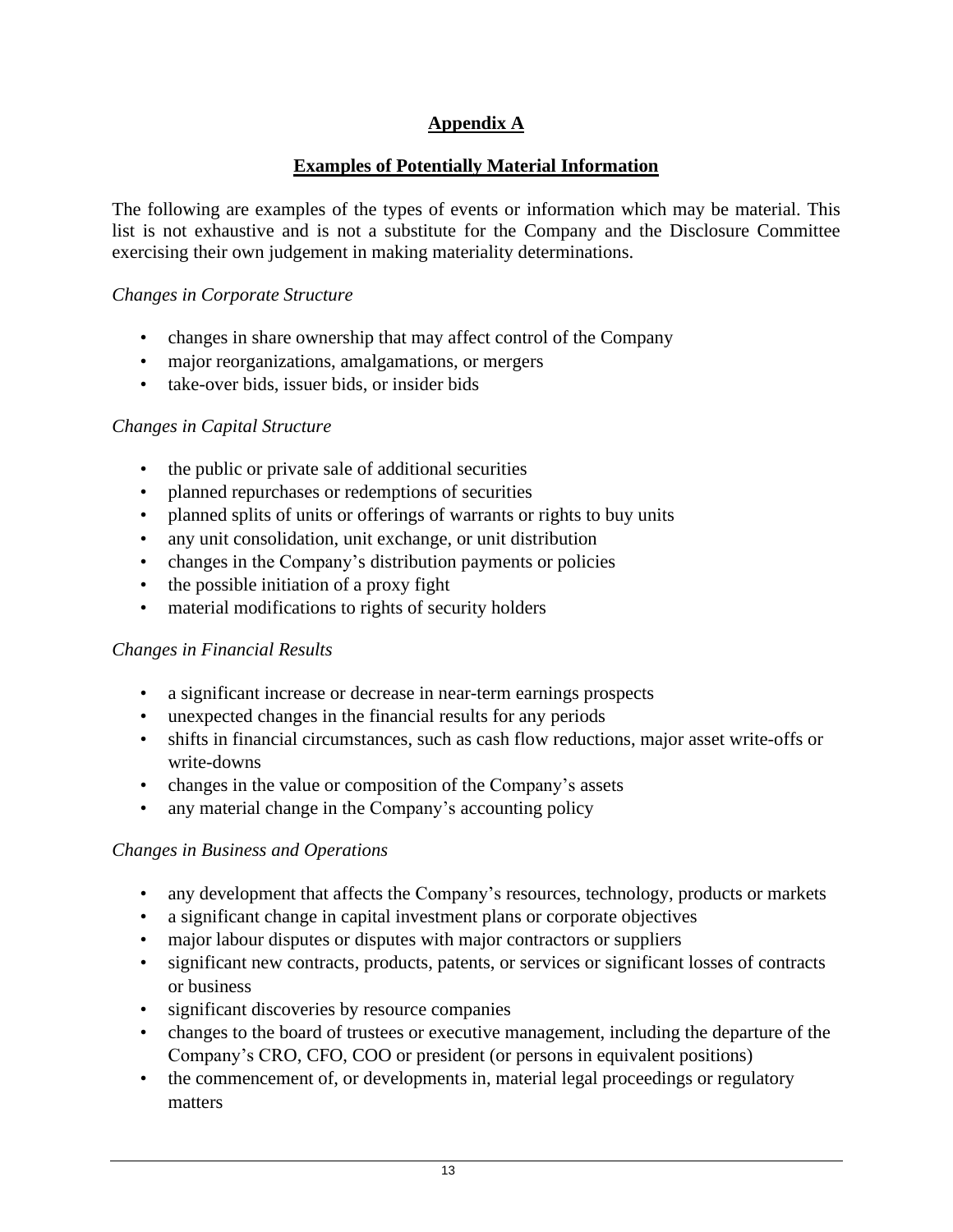## Appendix A

## Examples of Potentially Material Information

The following are examples of the types of events or information which may be material. This list is not exhaustive and is not a substitute for the Company and the Disclosure Committee exercising their own judgement in making materiality determinations.

*Changes in Corporate Structure*

- changes in share ownership that may affect control of the Company
- major reorganizations, amalgamations, or mergers
- take-over bids, issuer bids, or insider bids

*Changes in Capital Structure*

- the public or private sale of additional securities
- planned repurchases or redemptions of securities
- planned splits of units or offerings of warrants or rights to buy units
- any unit consolidation, unit exchange, or unit distribution
- changes in the Company's distribution payments or policies
- the possible initiation of a proxy fight
- material modifications to rights of security holders

*Changes in Financial Results*

- a significant increase or decrease in near-term earnings prospects
- unexpected changes in the financial results for any periods
- shifts in financial circumstances, such as cash flow reductions, major asset write-offs or write-downs
- changes in the value or composition of the Company's assets
- any material change in the Company's accounting policy

*Changes in Business and Operations*

- any development that affects the Company's resources, technology, products or markets
- a significant change in capital investment plans or corporate objectives
- major labour disputes or disputes with major contractors or suppliers
- significant new contracts, products, patents, or services or significant losses of contracts or business
- significant discoveries by resource companies
- changes to the board of trustees or executive management, including the departure of the Company's CRO, CFO, COO or president (or persons in equivalent positions)
- the commencement of, or developments in, material legal proceedings or regulatory matters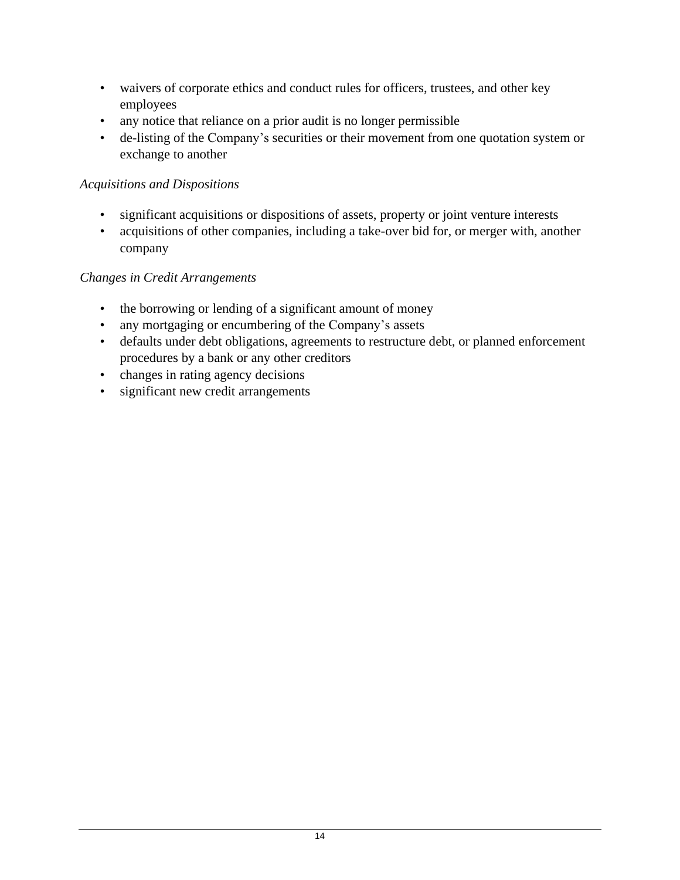- waivers of corporate ethics and conduct rules for officers, trustees, and other key employees
- any notice that reliance on a prior audit is no longer permissible
- de-listing of the Company's securities or their movement from one quotation system or exchange to another

*Acquisitions and Dispositions*

- significant acquisitions or dispositions of assets, property or joint venture interests
- acquisitions of other companies, including a take-over bid for, or merger with, another company

*Changes in Credit Arrangements*

- the borrowing or lending of a significant amount of money
- any mortgaging or encumbering of the Company's assets
- defaults under debt obligations, agreements to restructure debt, or planned enforcement procedures by a bank or any other creditors
- changes in rating agency decisions
- significant new credit arrangements